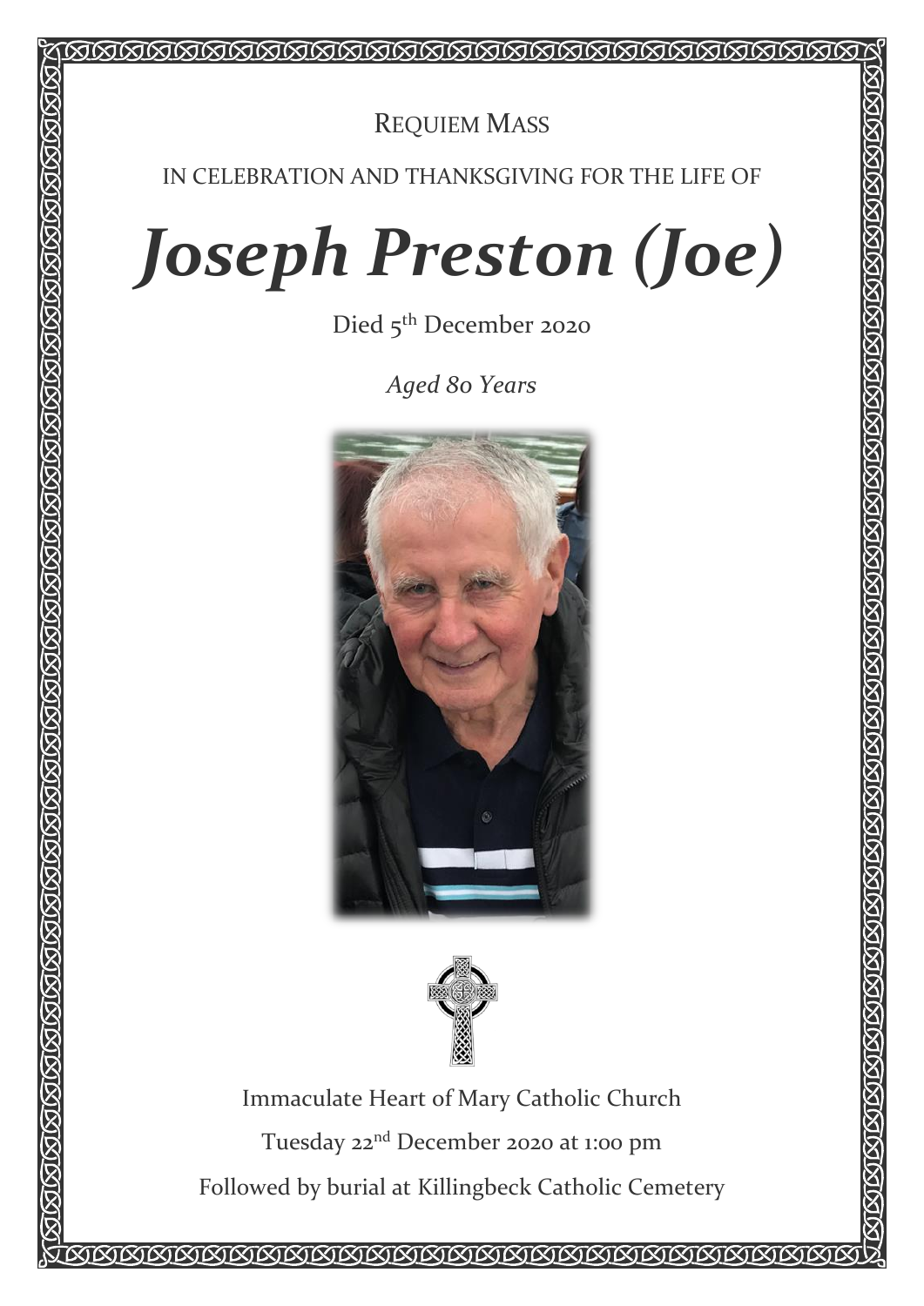REQUIEM MASS

IN CELEBRATION AND THANKSGIVING FOR THE LIFE OF

# *Joseph Preston (Joe)*

Died 5th December 2020

*Aged 80 Years*

Immaculate Heart of Mary Catholic Church

Tuesday 22nd December 2020 at 1:00 pm

Followed by burial at Killingbeck Catholic Cemetery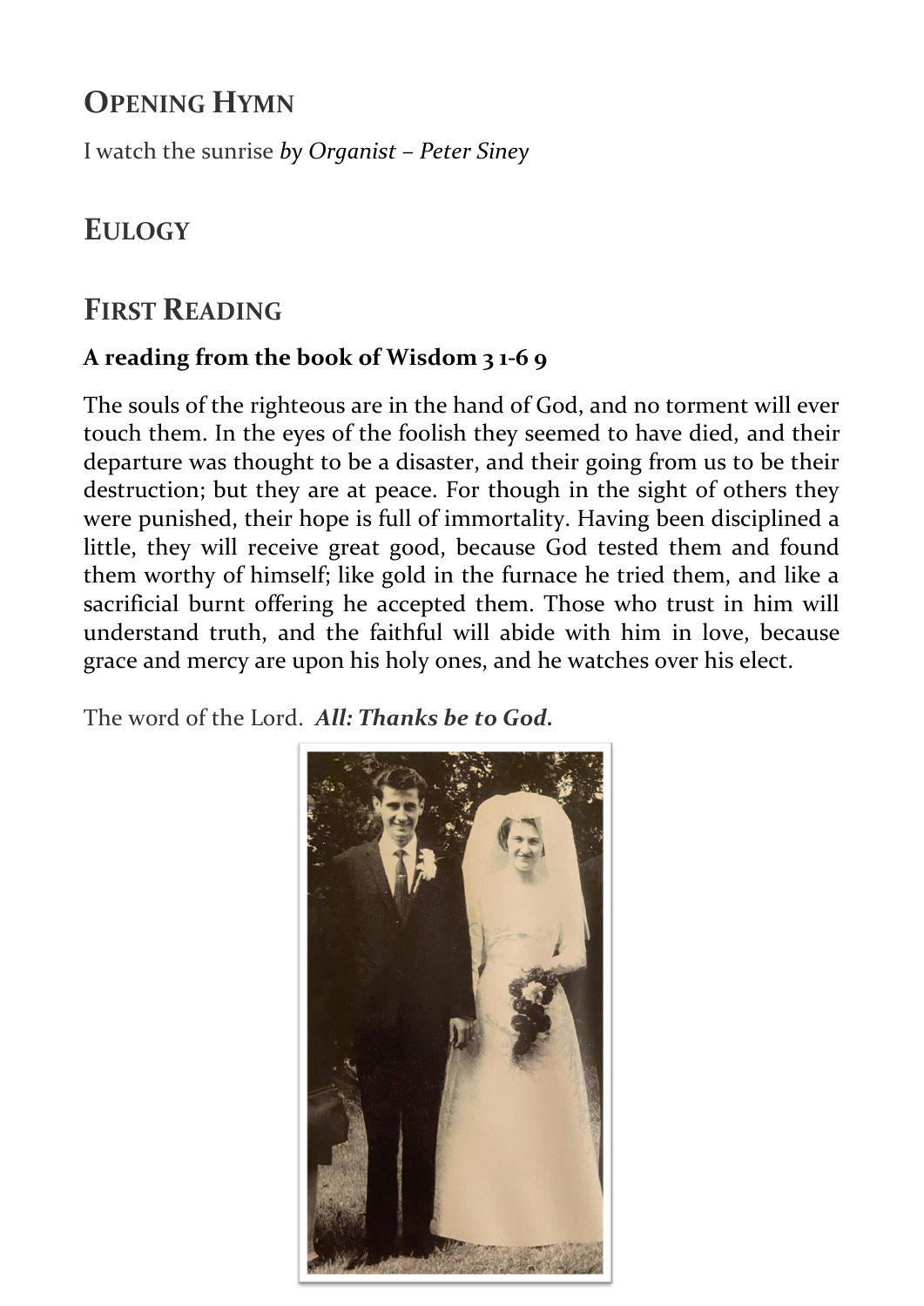## Opening Hymn

I watch the sunrise *by Organist – Peter Siney*

## Eulogy

## First Reading

**A reading from the book of Wisdom 3 1-6 9**

The souls of the righteous are in the hand of God, and no torment will ever touch them. In the eyes of the foolish they seemed to have died, and their departure was thought to be a disaster, and their going from us to be their destruction; but they are at peace. For though in the sight of others they were punished, their hope is full of immortality. Having been disciplined a little, they will receive great good, because God tested them and found them worthy of himself; like gold in the furnace he tried them, and like a sacrificial burnt offering he accepted them. Those who trust in him will understand truth, and the faithful will abide with him in love, because grace and mercy are upon his holy ones, and he watches over his elect.

The word of the Lord. ***All: Thanks be to God.***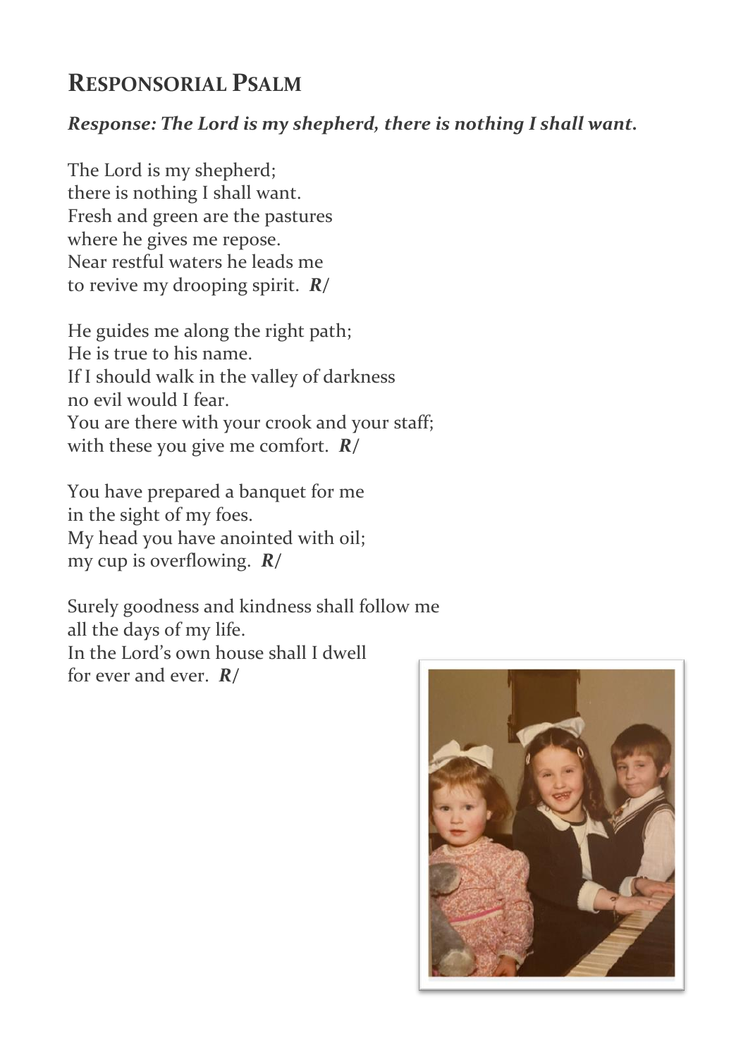## Responsorial Psalm

***Response: The Lord is my shepherd, there is nothing I shall want.***

The Lord is my shepherd;
there is nothing I shall want.
Fresh and green are the pastures
where he gives me repose.
Near restful waters he leads me
to revive my drooping spirit. ***R/***

He guides me along the right path;
He is true to his name.
If I should walk in the valley of darkness
no evil would I fear.
You are there with your crook and your staff;
with these you give me comfort. ***R/***

You have prepared a banquet for me
in the sight of my foes.
My head you have anointed with oil;
my cup is overflowing. ***R/***

Surely goodness and kindness shall follow me
all the days of my life.
In the Lord's own house shall I dwell
for ever and ever. ***R/***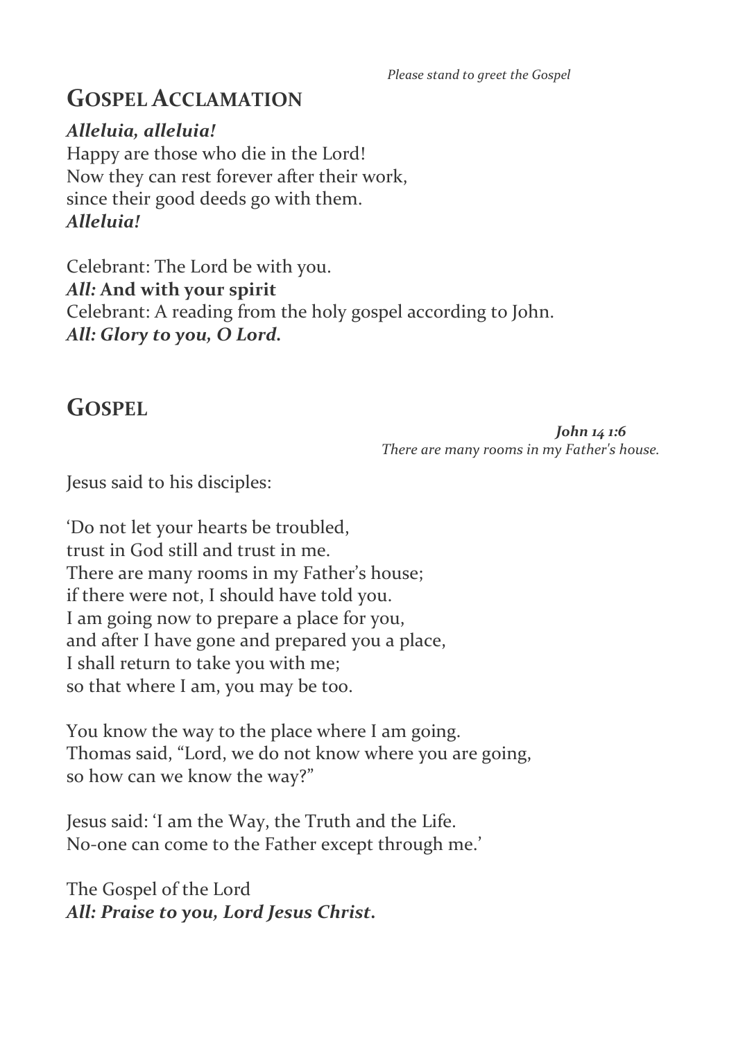*Please stand to greet the Gospel*

## Gospel Acclamation

***Alleluia, alleluia!***
Happy are those who die in the Lord!
Now they can rest forever after their work,
since their good deeds go with them.
***Alleluia!***

Celebrant: The Lord be with you.
***All:*** **And with your spirit**
Celebrant: A reading from the holy gospel according to John.
***All: Glory to you, O Lord.***

## Gospel

***John 14 1:6***
*There are many rooms in my Father's house.*

Jesus said to his disciples:

'Do not let your hearts be troubled,
trust in God still and trust in me.
There are many rooms in my Father's house;
if there were not, I should have told you.
I am going now to prepare a place for you,
and after I have gone and prepared you a place,
I shall return to take you with me;
so that where I am, you may be too.

You know the way to the place where I am going.
Thomas said, "Lord, we do not know where you are going,
so how can we know the way?"

Jesus said: 'I am the Way, the Truth and the Life.
No-one can come to the Father except through me.'

The Gospel of the Lord
***All: Praise to you, Lord Jesus Christ.***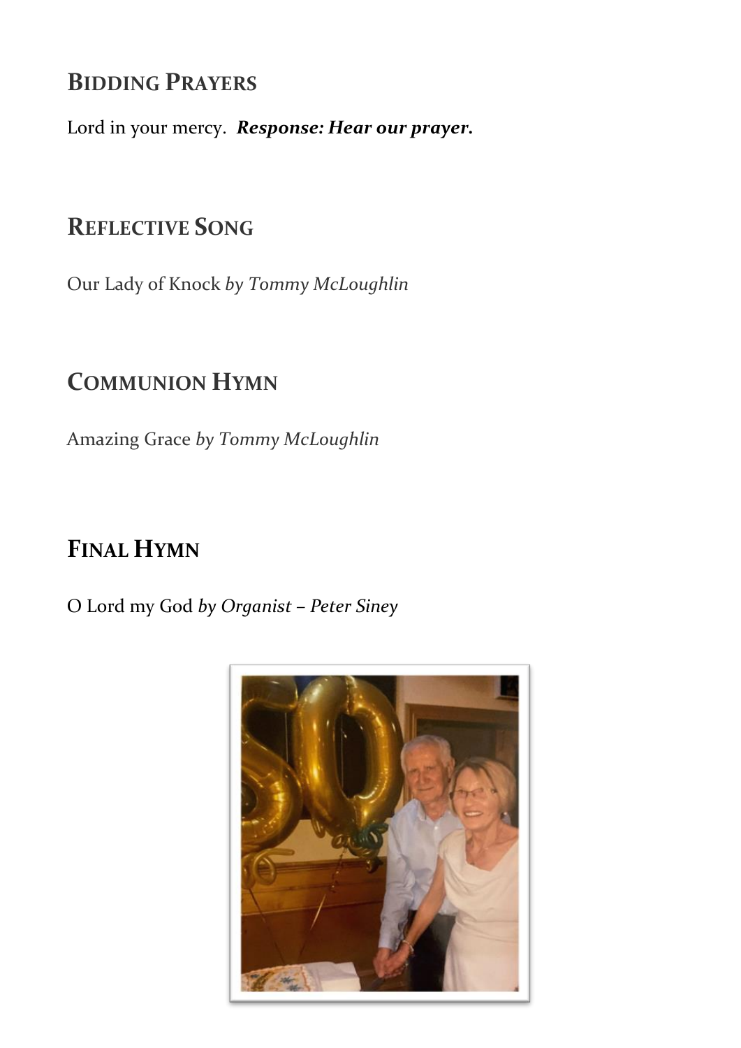## Bidding Prayers

Lord in your mercy. ***Response: Hear our prayer.***

## Reflective Song

Our Lady of Knock *by Tommy McLoughlin*

## Communion Hymn

Amazing Grace *by Tommy McLoughlin*

## Final Hymn

O Lord my God *by Organist – Peter Siney*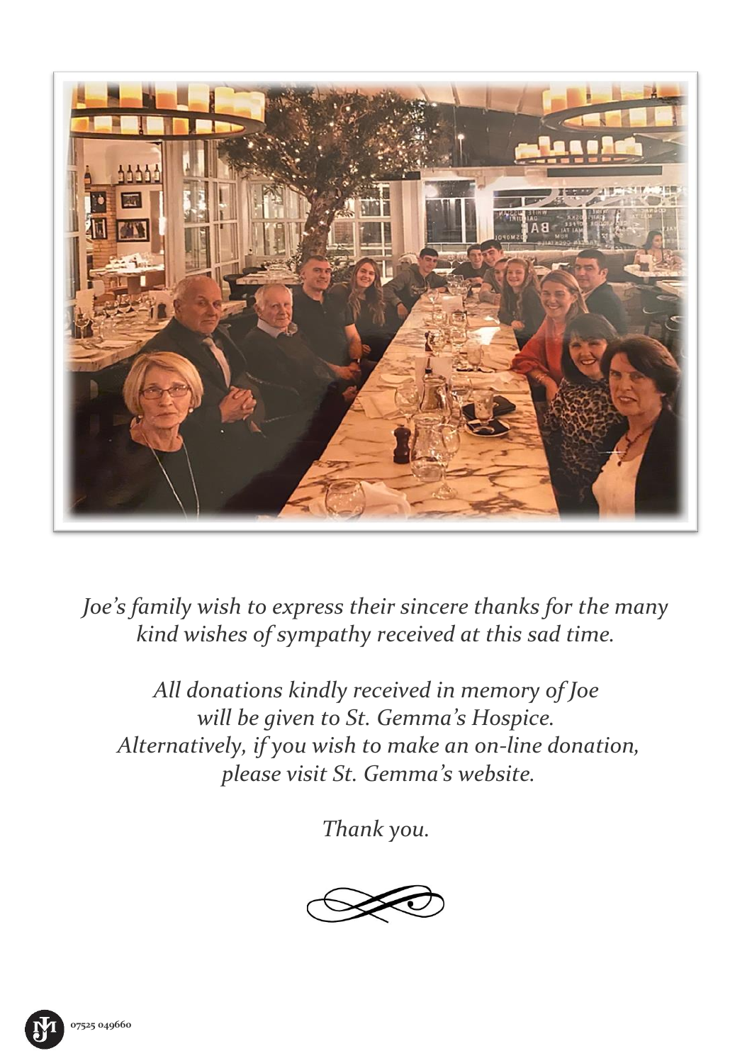*Joe's family wish to express their sincere thanks for the many kind wishes of sympathy received at this sad time.*

*All donations kindly received in memory of Joe will be given to St. Gemma's Hospice. Alternatively, if you wish to make an on-line donation, please visit St. Gemma's website.*

*Thank you.*

07525 049660